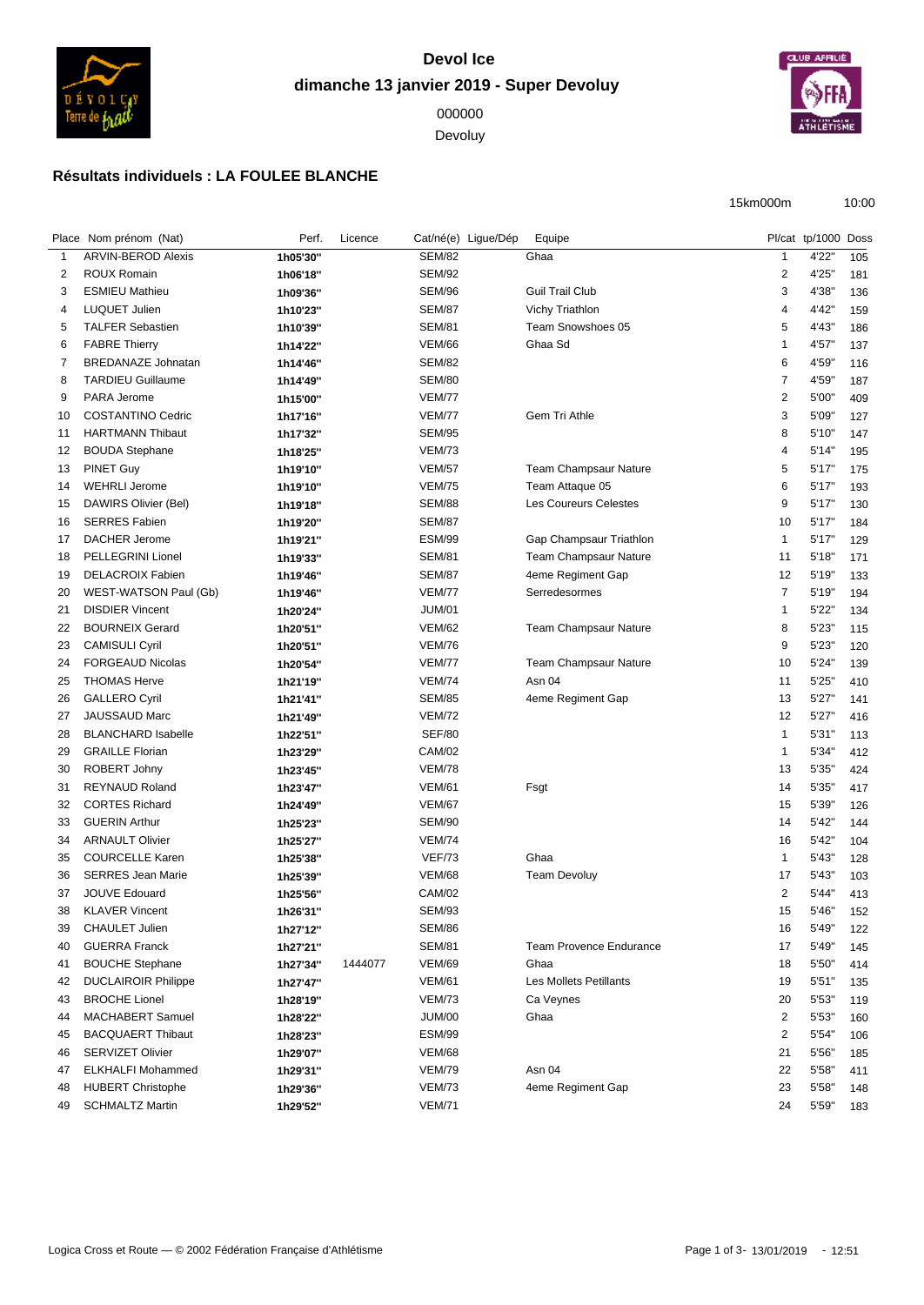# Devol Ice

## dimanche 13 janvier 2019 - Super Devoluy

000000

Devoluy

### Résultats individuels : LA FOULEE BLANCHE

15km000m 10:00

| Place | Nom prénom (Nat) | Perf. | Licence | Cat/né(e) | Ligue/Dép | Equipe | Pl/cat | tp/1000 | Doss |
|---|---|---|---|---|---|---|---|---|---|
| 1 | ARVIN-BEROD Alexis | **1h05'30''** | | SEM/82 | | Ghaa | 1 | 4'22'' | 105 |
| 2 | ROUX Romain | **1h06'18''** | | SEM/92 | | | 2 | 4'25'' | 181 |
| 3 | ESMIEU Mathieu | **1h09'36''** | | SEM/96 | | Guil Trail Club | 3 | 4'38'' | 136 |
| 4 | LUQUET Julien | **1h10'23''** | | SEM/87 | | Vichy Triathlon | 4 | 4'42'' | 159 |
| 5 | TALFER Sebastien | **1h10'39''** | | SEM/81 | | Team Snowshoes 05 | 5 | 4'43'' | 186 |
| 6 | FABRE Thierry | **1h14'22''** | | VEM/66 | | Ghaa Sd | 1 | 4'57'' | 137 |
| 7 | BREDANAZE Johnatan | **1h14'46''** | | SEM/82 | | | 6 | 4'59'' | 116 |
| 8 | TARDIEU Guillaume | **1h14'49''** | | SEM/80 | | | 7 | 4'59'' | 187 |
| 9 | PARA Jerome | **1h15'00''** | | VEM/77 | | | 2 | 5'00'' | 409 |
| 10 | COSTANTINO Cedric | **1h17'16''** | | VEM/77 | | Gem Tri Athle | 3 | 5'09'' | 127 |
| 11 | HARTMANN Thibaut | **1h17'32''** | | SEM/95 | | | 8 | 5'10'' | 147 |
| 12 | BOUDA Stephane | **1h18'25''** | | VEM/73 | | | 4 | 5'14'' | 195 |
| 13 | PINET Guy | **1h19'10''** | | VEM/57 | | Team Champsaur Nature | 5 | 5'17'' | 175 |
| 14 | WEHRLI Jerome | **1h19'10''** | | VEM/75 | | Team Attaque 05 | 6 | 5'17'' | 193 |
| 15 | DAWIRS Olivier (Bel) | **1h19'18''** | | SEM/88 | | Les Coureurs Celestes | 9 | 5'17'' | 130 |
| 16 | SERRES Fabien | **1h19'20''** | | SEM/87 | | | 10 | 5'17'' | 184 |
| 17 | DACHER Jerome | **1h19'21''** | | ESM/99 | | Gap Champsaur Triathlon | 1 | 5'17'' | 129 |
| 18 | PELLEGRINI Lionel | **1h19'33''** | | SEM/81 | | Team Champsaur Nature | 11 | 5'18'' | 171 |
| 19 | DELACROIX Fabien | **1h19'46''** | | SEM/87 | | 4eme Regiment Gap | 12 | 5'19'' | 133 |
| 20 | WEST-WATSON Paul (Gb) | **1h19'46''** | | VEM/77 | | Serredesormes | 7 | 5'19'' | 194 |
| 21 | DISDIER Vincent | **1h20'24''** | | JUM/01 | | | 1 | 5'22'' | 134 |
| 22 | BOURNEIX Gerard | **1h20'51''** | | VEM/62 | | Team Champsaur Nature | 8 | 5'23'' | 115 |
| 23 | CAMISULI Cyril | **1h20'51''** | | VEM/76 | | | 9 | 5'23'' | 120 |
| 24 | FORGEAUD Nicolas | **1h20'54''** | | VEM/77 | | Team Champsaur Nature | 10 | 5'24'' | 139 |
| 25 | THOMAS Herve | **1h21'19''** | | VEM/74 | | Asn 04 | 11 | 5'25'' | 410 |
| 26 | GALLERO Cyril | **1h21'41''** | | SEM/85 | | 4eme Regiment Gap | 13 | 5'27'' | 141 |
| 27 | JAUSSAUD Marc | **1h21'49''** | | VEM/72 | | | 12 | 5'27'' | 416 |
| 28 | BLANCHARD Isabelle | **1h22'51''** | | SEF/80 | | | 1 | 5'31'' | 113 |
| 29 | GRAILLE Florian | **1h23'29''** | | CAM/02 | | | 1 | 5'34'' | 412 |
| 30 | ROBERT Johny | **1h23'45''** | | VEM/78 | | | 13 | 5'35'' | 424 |
| 31 | REYNAUD Roland | **1h23'47''** | | VEM/61 | | Fsgt | 14 | 5'35'' | 417 |
| 32 | CORTES Richard | **1h24'49''** | | VEM/67 | | | 15 | 5'39'' | 126 |
| 33 | GUERIN Arthur | **1h25'23''** | | SEM/90 | | | 14 | 5'42'' | 144 |
| 34 | ARNAULT Olivier | **1h25'27''** | | VEM/74 | | | 16 | 5'42'' | 104 |
| 35 | COURCELLE Karen | **1h25'38''** | | VEF/73 | | Ghaa | 1 | 5'43'' | 128 |
| 36 | SERRES Jean Marie | **1h25'39''** | | VEM/68 | | Team Devoluy | 17 | 5'43'' | 103 |
| 37 | JOUVE Edouard | **1h25'56''** | | CAM/02 | | | 2 | 5'44'' | 413 |
| 38 | KLAVER Vincent | **1h26'31''** | | SEM/93 | | | 15 | 5'46'' | 152 |
| 39 | CHAULET Julien | **1h27'12''** | | SEM/86 | | | 16 | 5'49'' | 122 |
| 40 | GUERRA Franck | **1h27'21''** | | SEM/81 | | Team Provence Endurance | 17 | 5'49'' | 145 |
| 41 | BOUCHE Stephane | **1h27'34''** | 1444077 | VEM/69 | | Ghaa | 18 | 5'50'' | 414 |
| 42 | DUCLAIROIR Philippe | **1h27'47''** | | VEM/61 | | Les Mollets Petillants | 19 | 5'51'' | 135 |
| 43 | BROCHE Lionel | **1h28'19''** | | VEM/73 | | Ca Veynes | 20 | 5'53'' | 119 |
| 44 | MACHABERT Samuel | **1h28'22''** | | JUM/00 | | Ghaa | 2 | 5'53'' | 160 |
| 45 | BACQUAERT Thibaut | **1h28'23''** | | ESM/99 | | | 2 | 5'54'' | 106 |
| 46 | SERVIZET Olivier | **1h29'07''** | | VEM/68 | | | 21 | 5'56'' | 185 |
| 47 | ELKHALFI Mohammed | **1h29'31''** | | VEM/79 | | Asn 04 | 22 | 5'58'' | 411 |
| 48 | HUBERT Christophe | **1h29'36''** | | VEM/73 | | 4eme Regiment Gap | 23 | 5'58'' | 148 |
| 49 | SCHMALTZ Martin | **1h29'52''** | | VEM/71 | | | 24 | 5'59'' | 183 |

Logica Cross et Route — © 2002 Fédération Française d'Athlétisme — 13/01/2019 - 12:51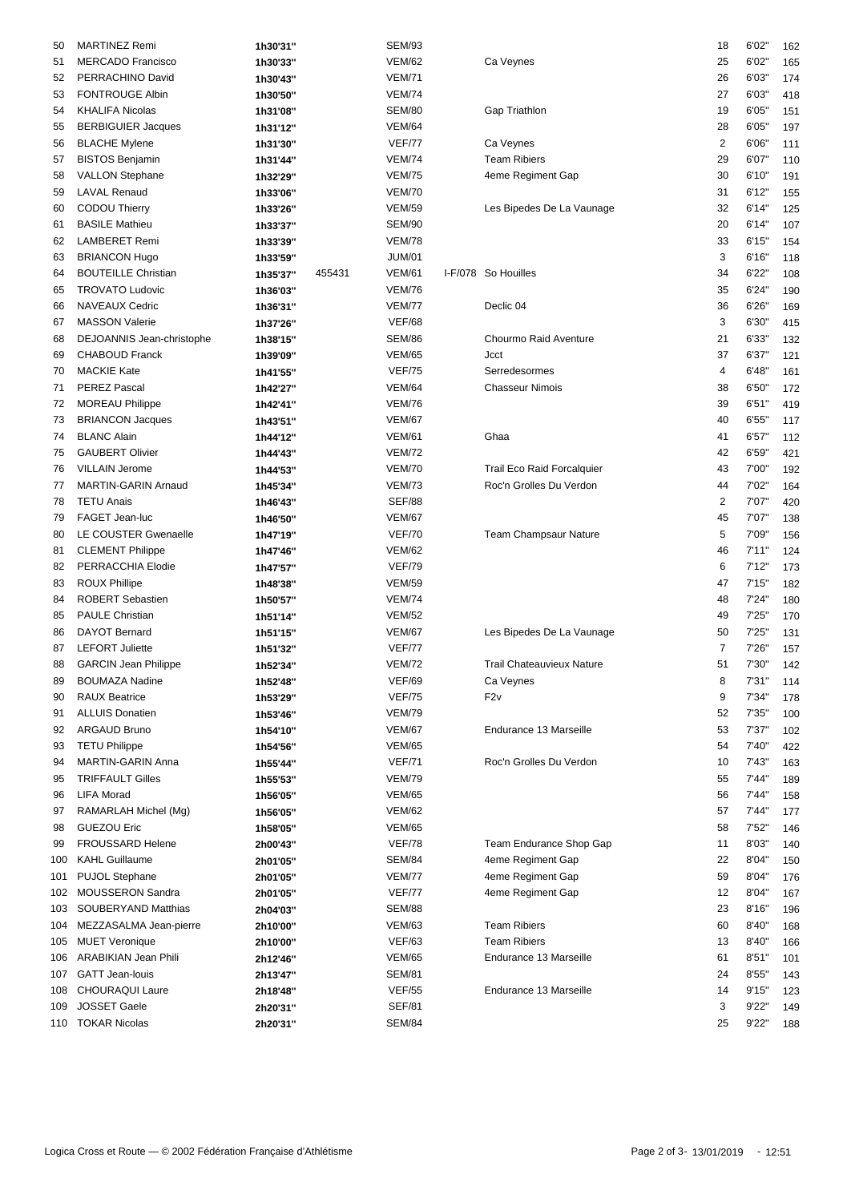| | | | | | | | | | |
|---|---|---|---|---|---|---|---|---|---|
| 50 | MARTINEZ Remi | 1h30'31'' | | SEM/93 | | | 18 | 6'02'' | 162 |
| 51 | MERCADO Francisco | 1h30'33'' | | VEM/62 | | Ca Veynes | 25 | 6'02'' | 165 |
| 52 | PERRACHINO David | 1h30'43'' | | VEM/71 | | | 26 | 6'03'' | 174 |
| 53 | FONTROUGE Albin | 1h30'50'' | | VEM/74 | | | 27 | 6'03'' | 418 |
| 54 | KHALIFA Nicolas | 1h31'08'' | | SEM/80 | | Gap Triathlon | 19 | 6'05'' | 151 |
| 55 | BERBIGUIER Jacques | 1h31'12'' | | VEM/64 | | | 28 | 6'05'' | 197 |
| 56 | BLACHE Mylene | 1h31'30'' | | VEF/77 | | Ca Veynes | 2 | 6'06'' | 111 |
| 57 | BISTOS Benjamin | 1h31'44'' | | VEM/74 | | Team Ribiers | 29 | 6'07'' | 110 |
| 58 | VALLON Stephane | 1h32'29'' | | VEM/75 | | 4eme Regiment Gap | 30 | 6'10'' | 191 |
| 59 | LAVAL Renaud | 1h33'06'' | | VEM/70 | | | 31 | 6'12'' | 155 |
| 60 | CODOU Thierry | 1h33'26'' | | VEM/59 | | Les Bipedes De La Vaunage | 32 | 6'14'' | 125 |
| 61 | BASILE Mathieu | 1h33'37'' | | SEM/90 | | | 20 | 6'14'' | 107 |
| 62 | LAMBERET Remi | 1h33'39'' | | VEM/78 | | | 33 | 6'15'' | 154 |
| 63 | BRIANCON Hugo | 1h33'59'' | | JUM/01 | | | 3 | 6'16'' | 118 |
| 64 | BOUTEILLE Christian | 1h35'37'' | 455431 | VEM/61 | I-F/078 | So Houilles | 34 | 6'22'' | 108 |
| 65 | TROVATO Ludovic | 1h36'03'' | | VEM/76 | | | 35 | 6'24'' | 190 |
| 66 | NAVEAUX Cedric | 1h36'31'' | | VEM/77 | | Declic 04 | 36 | 6'26'' | 169 |
| 67 | MASSON Valerie | 1h37'26'' | | VEF/68 | | | 3 | 6'30'' | 415 |
| 68 | DEJOANNIS Jean-christophe | 1h38'15'' | | SEM/86 | | Chourmo Raid Aventure | 21 | 6'33'' | 132 |
| 69 | CHABOUD Franck | 1h39'09'' | | VEM/65 | | Jcct | 37 | 6'37'' | 121 |
| 70 | MACKIE Kate | 1h41'55'' | | VEF/75 | | Serredesormes | 4 | 6'48'' | 161 |
| 71 | PEREZ Pascal | 1h42'27'' | | VEM/64 | | Chasseur Nimois | 38 | 6'50'' | 172 |
| 72 | MOREAU Philippe | 1h42'41'' | | VEM/76 | | | 39 | 6'51'' | 419 |
| 73 | BRIANCON Jacques | 1h43'51'' | | VEM/67 | | | 40 | 6'55'' | 117 |
| 74 | BLANC Alain | 1h44'12'' | | VEM/61 | | Ghaa | 41 | 6'57'' | 112 |
| 75 | GAUBERT Olivier | 1h44'43'' | | VEM/72 | | | 42 | 6'59'' | 421 |
| 76 | VILLAIN Jerome | 1h44'53'' | | VEM/70 | | Trail Eco Raid Forcalquier | 43 | 7'00'' | 192 |
| 77 | MARTIN-GARIN Arnaud | 1h45'34'' | | VEM/73 | | Roc'n Grolles Du Verdon | 44 | 7'02'' | 164 |
| 78 | TETU Anais | 1h46'43'' | | SEF/88 | | | 2 | 7'07'' | 420 |
| 79 | FAGET Jean-luc | 1h46'50'' | | VEM/67 | | | 45 | 7'07'' | 138 |
| 80 | LE COUSTER Gwenaelle | 1h47'19'' | | VEF/70 | | Team Champsaur Nature | 5 | 7'09'' | 156 |
| 81 | CLEMENT Philippe | 1h47'46'' | | VEM/62 | | | 46 | 7'11'' | 124 |
| 82 | PERRACCHIA Elodie | 1h47'57'' | | VEF/79 | | | 6 | 7'12'' | 173 |
| 83 | ROUX Phillipe | 1h48'38'' | | VEM/59 | | | 47 | 7'15'' | 182 |
| 84 | ROBERT Sebastien | 1h50'57'' | | VEM/74 | | | 48 | 7'24'' | 180 |
| 85 | PAULE Christian | 1h51'14'' | | VEM/52 | | | 49 | 7'25'' | 170 |
| 86 | DAYOT Bernard | 1h51'15'' | | VEM/67 | | Les Bipedes De La Vaunage | 50 | 7'25'' | 131 |
| 87 | LEFORT Juliette | 1h51'32'' | | VEF/77 | | | 7 | 7'26'' | 157 |
| 88 | GARCIN Jean Philippe | 1h52'34'' | | VEM/72 | | Trail Chateauvieux Nature | 51 | 7'30'' | 142 |
| 89 | BOUMAZA Nadine | 1h52'48'' | | VEF/69 | | Ca Veynes | 8 | 7'31'' | 114 |
| 90 | RAUX Beatrice | 1h53'29'' | | VEF/75 | | F2v | 9 | 7'34'' | 178 |
| 91 | ALLUIS Donatien | 1h53'46'' | | VEM/79 | | | 52 | 7'35'' | 100 |
| 92 | ARGAUD Bruno | 1h54'10'' | | VEM/67 | | Endurance 13 Marseille | 53 | 7'37'' | 102 |
| 93 | TETU Philippe | 1h54'56'' | | VEM/65 | | | 54 | 7'40'' | 422 |
| 94 | MARTIN-GARIN Anna | 1h55'44'' | | VEF/71 | | Roc'n Grolles Du Verdon | 10 | 7'43'' | 163 |
| 95 | TRIFFAULT Gilles | 1h55'53'' | | VEM/79 | | | 55 | 7'44'' | 189 |
| 96 | LIFA Morad | 1h56'05'' | | VEM/65 | | | 56 | 7'44'' | 158 |
| 97 | RAMARLAH Michel (Mg) | 1h56'05'' | | VEM/62 | | | 57 | 7'44'' | 177 |
| 98 | GUEZOU Eric | 1h58'05'' | | VEM/65 | | | 58 | 7'52'' | 146 |
| 99 | FROUSSARD Helene | 2h00'43'' | | VEF/78 | | Team Endurance Shop Gap | 11 | 8'03'' | 140 |
| 100 | KAHL Guillaume | 2h01'05'' | | SEM/84 | | 4eme Regiment Gap | 22 | 8'04'' | 150 |
| 101 | PUJOL Stephane | 2h01'05'' | | VEM/77 | | 4eme Regiment Gap | 59 | 8'04'' | 176 |
| 102 | MOUSSERON Sandra | 2h01'05'' | | VEF/77 | | 4eme Regiment Gap | 12 | 8'04'' | 167 |
| 103 | SOUBERYAND Matthias | 2h04'03'' | | SEM/88 | | | 23 | 8'16'' | 196 |
| 104 | MEZZASALMA Jean-pierre | 2h10'00'' | | VEM/63 | | Team Ribiers | 60 | 8'40'' | 168 |
| 105 | MUET Veronique | 2h10'00'' | | VEF/63 | | Team Ribiers | 13 | 8'40'' | 166 |
| 106 | ARABIKIAN Jean Phili | 2h12'46'' | | VEM/65 | | Endurance 13 Marseille | 61 | 8'51'' | 101 |
| 107 | GATT Jean-louis | 2h13'47'' | | SEM/81 | | | 24 | 8'55'' | 143 |
| 108 | CHOURAQUI Laure | 2h18'48'' | | VEF/55 | | Endurance 13 Marseille | 14 | 9'15'' | 123 |
| 109 | JOSSET Gaele | 2h20'31'' | | SEF/81 | | | 3 | 9'22'' | 149 |
| 110 | TOKAR Nicolas | 2h20'31'' | | SEM/84 | | | 25 | 9'22'' | 188 |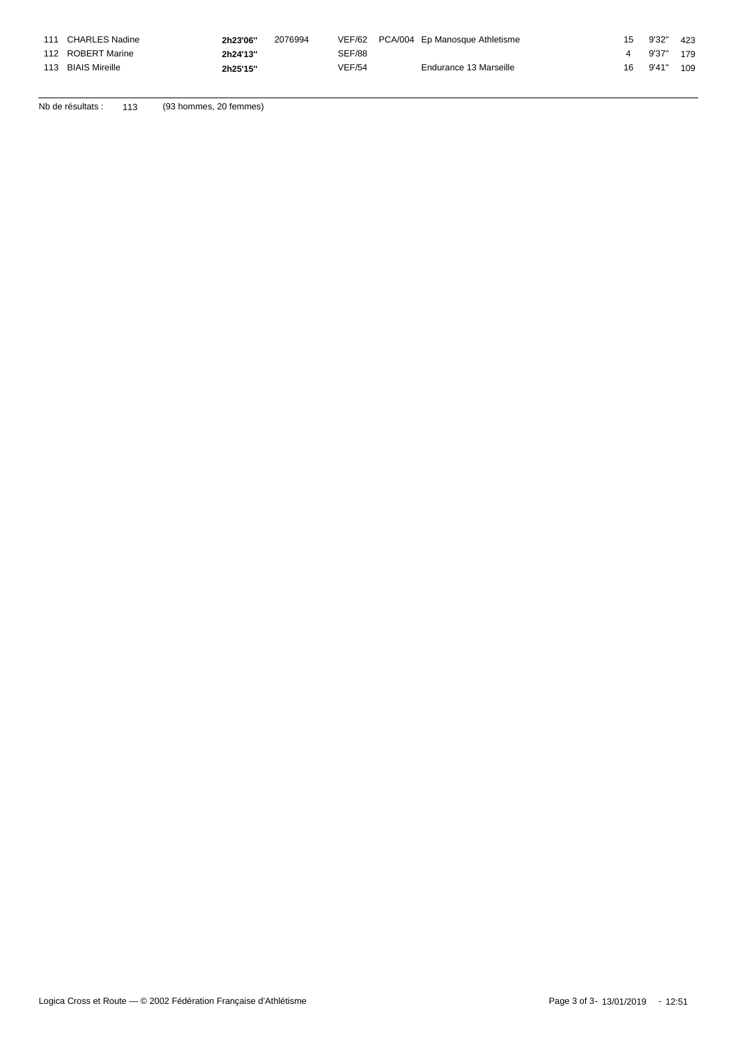| | | | | | | | | | |
|---|---|---|---|---|---|---|---|---|---|
| 111 | CHARLES Nadine | **2h23'06''** | 2076994 | VEF/62 | PCA/004 | Ep Manosque Athletisme | 15 | 9'32'' | 423 |
| 112 | ROBERT Marine | **2h24'13''** | | SEF/88 | | | 4 | 9'37'' | 179 |
| 113 | BIAIS Mireille | **2h25'15''** | | VEF/54 | | Endurance 13 Marseille | 16 | 9'41'' | 109 |

Nb de résultats : 113 (93 hommes, 20 femmes)

Logica Cross et Route — © 2002 Fédération Française d'Athlétisme

13/01/2019 - 12:51